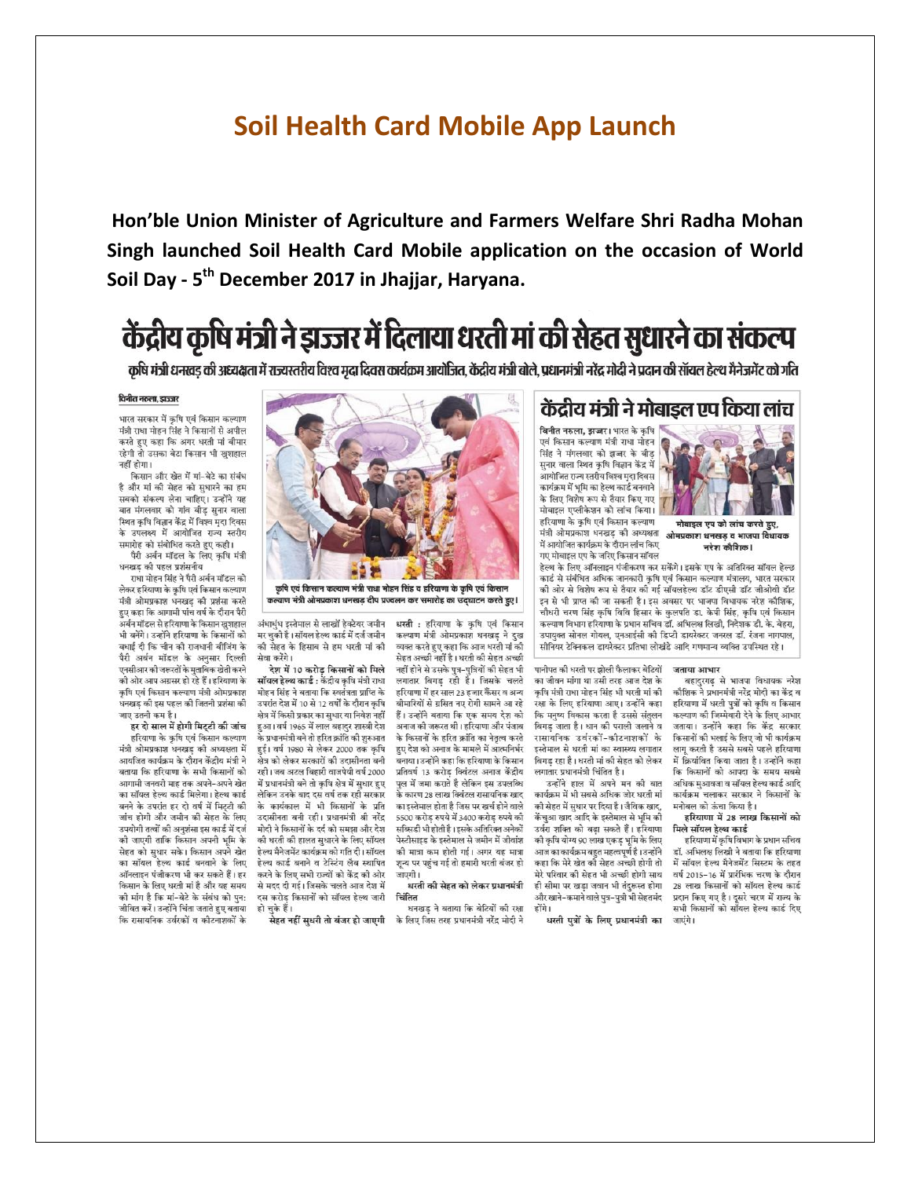# Soil Health Card Mobile App Launch

**Hon'ble Union Minister of Agriculture and Farmers Welfare Shri Radha Mohan Singh launched Soil Health Card Mobile application on the occasion of World Soil Day - 5th December 2017 in Jhajjar, Haryana.**

## केंद्रीय कृषि मंत्री ने झज्जर में दिलाया धरती मां की सेहत सुधारने का संकल्प

**कृषि मंत्री धनखड़ की अध्यक्षता में राज्यस्तरीय विश्व मृदा दिवस कार्यक्रम आयोजित, केंद्रीय मंत्री बोले, प्रधानमंत्री नरेंद्र मोदी ने प्रदान की सॉयल हेल्थ मैनेजमेंट को गति**

विनीत नरूला, झज्जर

भारत सरकार में कृषि एवं किसान कल्याण मंत्री राधा मोहन सिंह ने किसानों से अपील करते हुए कहा कि अगर धरती मां बीमार रहेगी तो उसका बेटा किसान भी खुशहाल नहीं होगा।

किसान और खेत में मां-बेटे का संबंध है और मां की सेहत को सुधारने का हम सबको संकल्प लेना चाहिए। उन्होंने यह बात मंगलवार को गांव बीड़ सुनार वाला स्थित कृषि विज्ञान केंद्र में विश्व मृदा दिवस के उपलक्ष्य में आयोजित राज्य स्तरीय समारोह को संबोधित करते हुए कही।

पैरी अर्बन मॉडल के लिए कृषि मंत्री धनखड़ की पहल प्रशंसनीय

राधा मोहन सिंह ने पैरी अर्बन मॉडल को लेकर हरियाणा के कृषि एवं किसान कल्याण मंत्री ओमप्रकाश धनखड़ की प्रशंसा करते हुए कहा कि आगामी पांच वर्ष के दौरान पैरी अर्बन मॉडल से हरियाणा के किसान खुशहाल भी बनेंगे। उन्होंने हरियाणा के किसानों को बधाई दी कि चीन की राजधानी बीजिंग के पैरी अर्बन मॉडल के अनुसार दिल्ली एनसीआर की जरूरतों के मुताबिक खेती करने की ओर आप अग्रसर हो रहे हैं। हरियाणा के कृषि एवं किसान कल्याण मंत्री ओमप्रकाश धनखड़ की इस पहल की जितनी प्रशंसा की जाए उतनी कम है।

**हर दो साल में होगी मिट्टी की जांच**

हरियाणा के कृषि एवं किसान कल्याण मंत्री ओमप्रकाश धनखड़ की अध्यक्षता में आयोजित कार्यक्रम के दौरान केंद्रीय मंत्री ने बताया कि हरियाणा के सभी किसानों को आगामी जनवरी माह तक अपने-अपने खेत का सॉयल हेल्थ कार्ड मिलेगा। हेल्थ कार्ड बनने के उपरांत हर दो वर्ष में मिट्टी की जांच होगी और जमीन की सेहत के लिए उपयोगी तत्वों की अनुशंसा इस कार्ड में दर्ज की जाएगी ताकि किसान अपनी भूमि के सेहत को सुधार सके। किसान अपने खेत का सॉयल हेल्थ कार्ड बनवाने के लिए ऑनलाइन पंजीकरण भी कर सकते हैं। हर किसान के लिए धरती मां है और यह समय की मांग है कि मां-बेटे के संबंध को पुनः जीवित करें। उन्होंने चिंता जताते हुए बताया कि रासायनिक उर्वरकों व कीटनाशकों के अंधाधुंध इस्तेमाल से लाखों हेक्टेयर जमीन मर चुकी है। सॉयल हेल्थ कार्ड में दर्ज जमीन की सेहत के हिसाब से हम धरती मां की सेवा करेंगे।

कृषि एवं किसान कल्याण मंत्री राधा मोहन सिंह व हरियाणा के कृषि एवं किसान कल्याण मंत्री ओमप्रकाश धनखड़ दीप प्रज्वलन कर समारोह का उद्घाटन करते हुए।

**देश में 10 करोड़ किसानों को मिले सॉयल हेल्थ कार्ड :** केंद्रीय कृषि मंत्री राधा मोहन सिंह ने बताया कि स्वतंत्रता प्राप्ति के उपरांत देश में 10 से 12 वर्षों के दौरान कृषि क्षेत्र में किसी प्रकार का सुधार या निवेश नहीं हुआ। वर्ष 1965 में लाल बहादुर शास्त्री देश के प्रधानमंत्री बने तो हरित क्रांति की शुरूआत हुई। वर्ष 1980 से लेकर 2000 तक कृषि क्षेत्र को लेकर सरकारों की उदासीनता बनी रही। जब अटल बिहारी वाजपेयी वर्ष 2000 में प्रधानमंत्री बने तो कृषि क्षेत्र में सुधार हुए लेकिन उनके बाद दस वर्ष तक रही सरकार के कार्यकाल में भी किसानों के प्रति उदासीनता बनी रही। प्रधानमंत्री श्री नरेंद्र मोदी ने किसानों के दर्द को समझा और देश की धरती की हालत सुधारने के लिए सॉयल हेल्थ मैनेजमेंट कार्यक्रम को गति दी। सॉयल हेल्थ कार्ड बनाने व टेस्टिंग लैब स्थापित करने के लिए सभी राज्यों को केंद्र की ओर से मदद दी गई। जिसके चलते आज देश में दस करोड़ किसानों को सॉयल हेल्थ जारी हो चुके हैं।

**सेहत नहीं सुधरी तो बंजर हो जाएगी धरती :** हरियाणा के कृषि एवं किसान कल्याण मंत्री ओमप्रकाश धनखड़ ने दुख व्यक्त करते हुए कहा कि आज धरती मां की सेहत अच्छी नहीं है। धरती की सेहत अच्छी नहीं होने से उसके पुत्र-पुत्रियों की सेहत भी लगातार बिगड़ रही है। जिसके चलते हरियाणा में हर साल 23 हजार कैंसर व अन्य बीमारियों से ग्रसित नए रोगी सामने आ रहे हैं। उन्होंने बताया कि एक समय देश को अनाज की जरूरत थी। हरियाणा और पंजाब के किसानों ने हरित क्रांति का नेतृत्व करते हुए देश को अनाज के मामले में आत्मनिर्भर बनाया। उन्होंने कहा कि हरियाणा के किसान प्रतिवर्ष 13 करोड़ क्विंटल अनाज केंद्रीय पुल में जमा कराते हैं लेकिन इस उपलब्धि के कारण 28 लाख क्विंटल रासायनिक खाद का इस्तेमाल होता है जिस पर खर्च होने वाले 5500 करोड़ रुपये में 3400 करोड़ रुपये की सब्सिडी भी होती है। इसके अतिरिक्त अनेकों पेस्टीसाइड के इस्तेमाल से जमीन में जीवांश की मात्रा कम होती गई। अगर यह मात्रा शून्य पर पहुंच गई तो हमारी धरती बंजर हो जाएगी।

**धरती की सेहत को लेकर प्रधानमंत्री चिंतित**

धनखड़ ने बताया कि बेटियों की रक्षा के लिए, जिस तरह प्रधानमंत्री नरेंद्र मोदी ने पानीपत की धरती पर झोली फैलाकर बेटियों का जीवन मांगा था उसी तरह आज देश के कृषि मंत्री राधा मोहन सिंह भी धरती मां की रक्षा के लिए हरियाणा आए। उन्होंने कहा कि मनुष्य विकास करता है उससे संतुलन बिगड़ जाता है। धान की पराली जलाने व रासायनिक उर्वरकों-कीटनाशकों के इस्तेमाल से धरती मां का स्वास्थ्य लगातार बिगड़ रहा है। धरती मां की सेहत को लेकर लगातार प्रधानमंत्री चिंतित है।

उन्होंने हाल में अपने मन की बात कार्यक्रम में भी सबसे अधिक जोर धरती मां की सेहत में सुधार पर दिया है। जैविक खाद, केंचुआ खाद आदि के इस्तेमाल से भूमि की उर्वरा शक्ति को बढ़ा सकते हैं। हरियाणा की कृषि योग्य 90 लाख एकड़ भूमि के लिए आज का कार्यक्रम बहुत महत्वपूर्ण है। उन्होंने कहा कि मेरे खेत की सेहत अच्छी होगी तो मेरे परिवार की सेहत भी अच्छी होगी साथ ही सीमा पर खड़ा जवान भी तंदुरुस्त होगा और खाने-कमाने वाले पुत्र-पुत्री भी सेहतमंद होंगे।

**धरती पुत्रों के लिए प्रधानमंत्री का जताया आभार**

बहादुरगढ़ से भाजपा विधायक नरेश कौशिक ने प्रधानमंत्री नरेंद्र मोदी को केंद्र व हरियाणा में धरती पुत्रों को कृषि व किसान कल्याण की जिम्मेवारी देने के लिए आभार जताया। उन्होंने कहा कि केंद्र सरकार किसानों की भलाई के लिए जो भी कार्यक्रम लागू करती है उससे सबसे पहले हरियाणा में क्रियान्वित किया जाता है। उन्होंने कहा कि किसानों को आपदा के समय सबसे अधिक मुआवजा व सॉयल हेल्थ कार्ड आदि कार्यक्रम चलाकर सरकार ने किसानों के मनोबल को ऊंचा किया है।

**हरियाणा में 28 लाख किसानों को मिले सॉयल हेल्थ कार्ड**

हरियाणा में कृषि विभाग के प्रधान सचिव डॉ. अभिलक्ष लिखी ने बताया कि हरियाणा में सॉयल हेल्थ मैनेजमेंट सिस्टम के तहत वर्ष 2015-16 में प्रारंभिक चरण के दौरान 28 लाख किसानों को सॉयल हेल्थ कार्ड प्रदान किए गए है। दूसरे चरण में राज्य के सभी किसानों को सॉयल हेल्थ कार्ड दिए जाएंगे।

## केंद्रीय मंत्री ने मोबाइल एप किया लांच

विनीत नरूला, झज्जर। भारत के कृषि एवं किसान कल्याण मंत्री राधा मोहन सिंह ने मंगलवार को झज्जर के बीड़ सुनार वाला स्थित कृषि विज्ञान केंद्र में आयोजित राज्य स्तरीय विश्व मृदा दिवस कार्यक्रम में भूमि का हेल्थ कार्ड बनवाने के लिए विशेष रूप से तैयार किए गए मोबाइल एप्लीकेशन को लांच किया। हरियाणा के कृषि एवं किसान कल्याण मंत्री ओमप्रकाश धनखड़ की अध्यक्षता में आयोजित कार्यक्रम के दौरान लांच किए गए मोबाइल एप के जरिए किसान सॉयल हेल्थ के लिए ऑनलाइन पंजीकरण कर सकेंगे। इसके एप के अतिरिक्त सॉयल हेल्थ कार्ड से संबंधित अधिक जानकारी कृषि एवं किसान कल्याण मंत्रालय, भारत सरकार की ओर से विशेष रूप से तैयार की गई सॉयलहेल्थ डॉट डीएसी डॉट जीओवी डॉट इन से भी प्राप्त की जा सकती है। इस अवसर पर भाजपा विधायक नरेश कौशिक, चौधरी चरण सिंह कृषि विवि हिसार के कुलपति डा. केपी सिंह, कृषि एवं किसान कल्याण विभाग हरियाणा के प्रधान सचिव डॉ. अभिलक्ष लिखी, निदेशक डी. के. बेहरा, उपायुक्त सोनल गोयल, एनआईसी की डिप्टी डायरेक्टर जनरल डॉ. रंजना नागपाल, सीनियर टेक्निकल डायरेक्टर प्रतिभा लोखंडे आदि गणमान्य व्यक्ति उपस्थित रहे।

मोबाइल एप को लांच करते हुए, ओमप्रकाश धनखड़ व भाजपा विधायक नरेश कौशिक।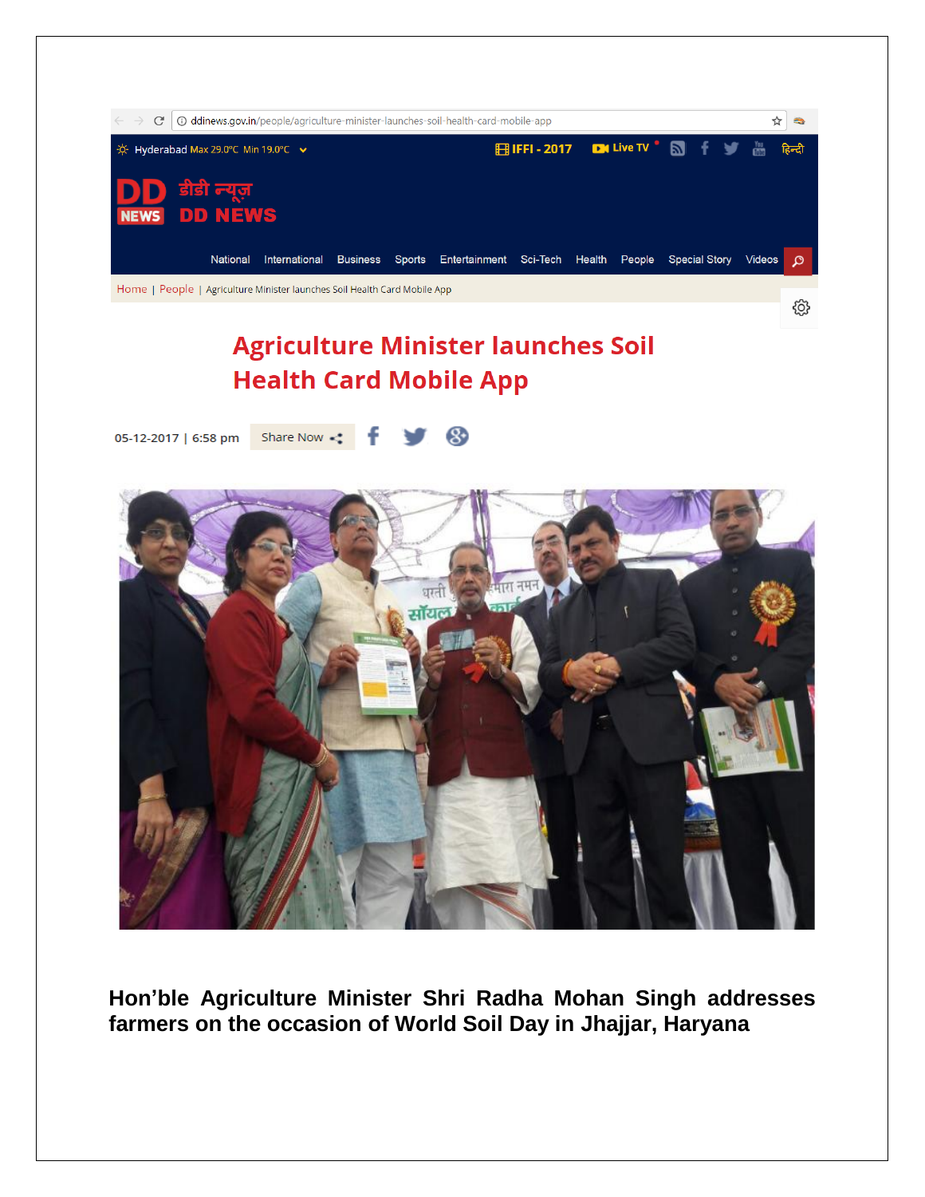ddinews.gov.in/people/agriculture-minister-launches-soil-health-card-mobile-app

Hyderabad Max 29.0°C Min 19.0°C

IFFI - 2017 | Live TV | हिन्दी

DD डीडी न्यूज़ NEWS DD NEWS

National | International | Business | Sports | Entertainment | Sci-Tech | Health | People | Special Story | Videos

Home | People | Agriculture Minister launches Soil Health Card Mobile App

# Agriculture Minister launches Soil Health Card Mobile App

05-12-2017 | 6:58 pm Share Now

**Hon'ble Agriculture Minister Shri Radha Mohan Singh addresses farmers on the occasion of World Soil Day in Jhajjar, Haryana**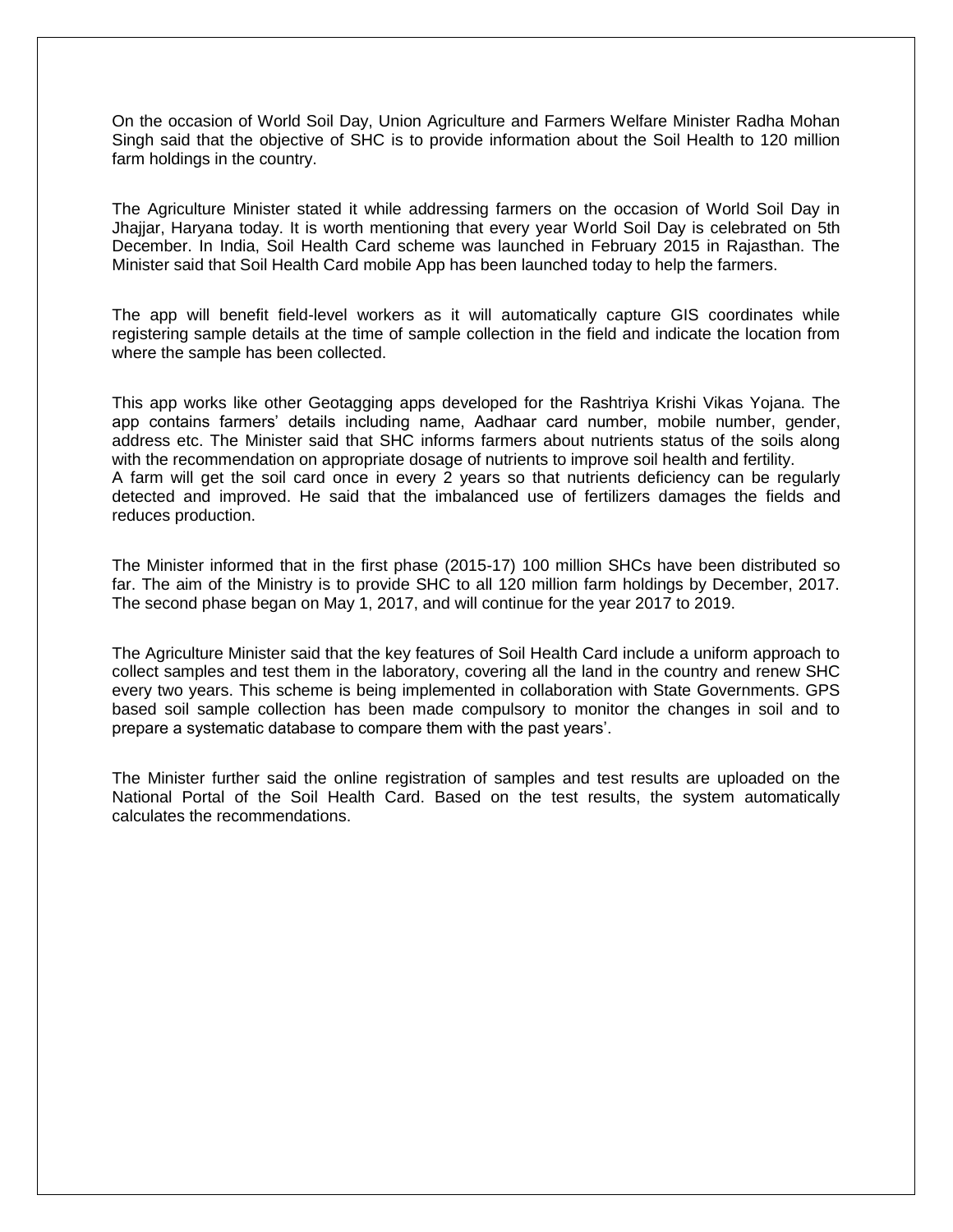On the occasion of World Soil Day, Union Agriculture and Farmers Welfare Minister Radha Mohan Singh said that the objective of SHC is to provide information about the Soil Health to 120 million farm holdings in the country.

The Agriculture Minister stated it while addressing farmers on the occasion of World Soil Day in Jhajjar, Haryana today. It is worth mentioning that every year World Soil Day is celebrated on 5th December. In India, Soil Health Card scheme was launched in February 2015 in Rajasthan. The Minister said that Soil Health Card mobile App has been launched today to help the farmers.

The app will benefit field-level workers as it will automatically capture GIS coordinates while registering sample details at the time of sample collection in the field and indicate the location from where the sample has been collected.

This app works like other Geotagging apps developed for the Rashtriya Krishi Vikas Yojana. The app contains farmers' details including name, Aadhaar card number, mobile number, gender, address etc. The Minister said that SHC informs farmers about nutrients status of the soils along with the recommendation on appropriate dosage of nutrients to improve soil health and fertility.
A farm will get the soil card once in every 2 years so that nutrients deficiency can be regularly detected and improved. He said that the imbalanced use of fertilizers damages the fields and reduces production.

The Minister informed that in the first phase (2015-17) 100 million SHCs have been distributed so far. The aim of the Ministry is to provide SHC to all 120 million farm holdings by December, 2017. The second phase began on May 1, 2017, and will continue for the year 2017 to 2019.

The Agriculture Minister said that the key features of Soil Health Card include a uniform approach to collect samples and test them in the laboratory, covering all the land in the country and renew SHC every two years. This scheme is being implemented in collaboration with State Governments. GPS based soil sample collection has been made compulsory to monitor the changes in soil and to prepare a systematic database to compare them with the past years'.

The Minister further said the online registration of samples and test results are uploaded on the National Portal of the Soil Health Card. Based on the test results, the system automatically calculates the recommendations.